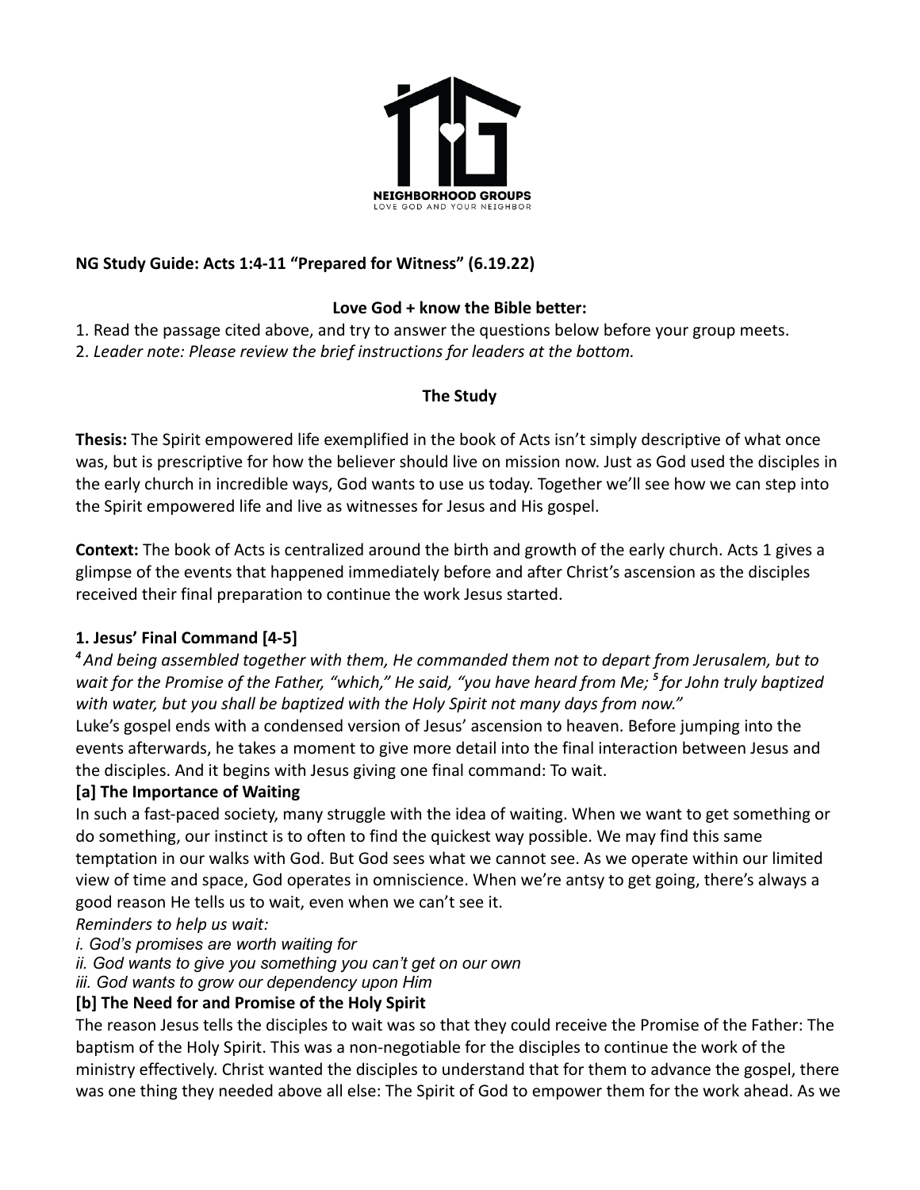NEIGHBORHOOD GROUPS
LOVE GOD AND YOUR NEIGHBOR

**NG Study Guide: Acts 1:4-11 "Prepared for Witness" (6.19.22)**

**Love God + know the Bible better:**

1. Read the passage cited above, and try to answer the questions below before your group meets.
2. *Leader note: Please review the brief instructions for leaders at the bottom.*

**The Study**

**Thesis:** The Spirit empowered life exemplified in the book of Acts isn't simply descriptive of what once was, but is prescriptive for how the believer should live on mission now. Just as God used the disciples in the early church in incredible ways, God wants to use us today. Together we'll see how we can step into the Spirit empowered life and live as witnesses for Jesus and His gospel.

**Context:** The book of Acts is centralized around the birth and growth of the early church. Acts 1 gives a glimpse of the events that happened immediately before and after Christ's ascension as the disciples received their final preparation to continue the work Jesus started.

### 1. Jesus' Final Command [4-5]

*4 And being assembled together with them, He commanded them not to depart from Jerusalem, but to wait for the Promise of the Father, "which," He said, "you have heard from Me; 5 for John truly baptized with water, but you shall be baptized with the Holy Spirit not many days from now."*

Luke's gospel ends with a condensed version of Jesus' ascension to heaven. Before jumping into the events afterwards, he takes a moment to give more detail into the final interaction between Jesus and the disciples. And it begins with Jesus giving one final command: To wait.

**[a] The Importance of Waiting**

In such a fast-paced society, many struggle with the idea of waiting. When we want to get something or do something, our instinct is to often to find the quickest way possible. We may find this same temptation in our walks with God. But God sees what we cannot see. As we operate within our limited view of time and space, God operates in omniscience. When we're antsy to get going, there's always a good reason He tells us to wait, even when we can't see it.

*Reminders to help us wait:*

*i. God's promises are worth waiting for*

*ii. God wants to give you something you can't get on our own*

*iii. God wants to grow our dependency upon Him*

**[b] The Need for and Promise of the Holy Spirit**

The reason Jesus tells the disciples to wait was so that they could receive the Promise of the Father: The baptism of the Holy Spirit. This was a non-negotiable for the disciples to continue the work of the ministry effectively. Christ wanted the disciples to understand that for them to advance the gospel, there was one thing they needed above all else: The Spirit of God to empower them for the work ahead. As we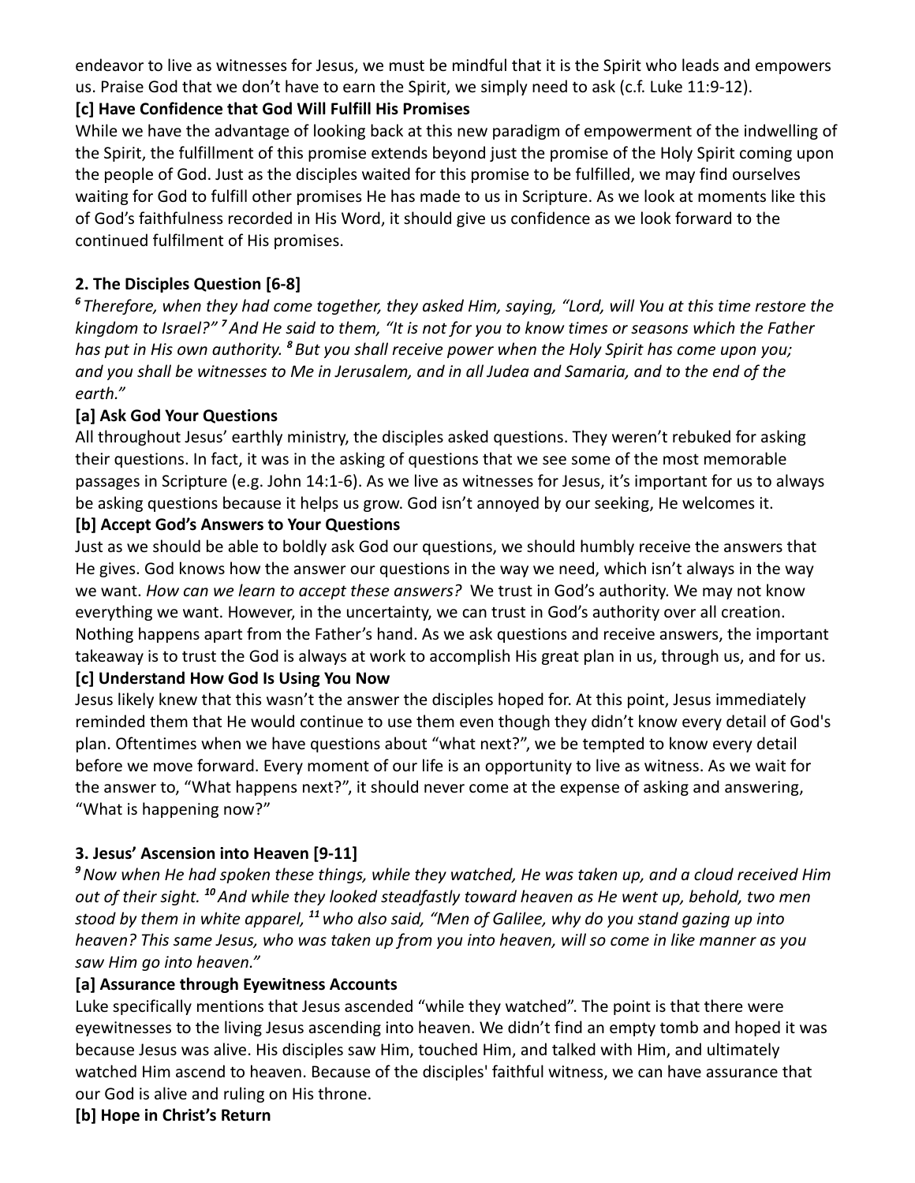endeavor to live as witnesses for Jesus, we must be mindful that it is the Spirit who leads and empowers us. Praise God that we don't have to earn the Spirit, we simply need to ask (c.f. Luke 11:9-12).

**[c] Have Confidence that God Will Fulfill His Promises**

While we have the advantage of looking back at this new paradigm of empowerment of the indwelling of the Spirit, the fulfillment of this promise extends beyond just the promise of the Holy Spirit coming upon the people of God. Just as the disciples waited for this promise to be fulfilled, we may find ourselves waiting for God to fulfill other promises He has made to us in Scripture. As we look at moments like this of God's faithfulness recorded in His Word, it should give us confidence as we look forward to the continued fulfilment of His promises.

### 2. The Disciples Question [6-8]

*[6] Therefore, when they had come together, they asked Him, saying, "Lord, will You at this time restore the kingdom to Israel?" [7] And He said to them, "It is not for you to know times or seasons which the Father has put in His own authority. [8] But you shall receive power when the Holy Spirit has come upon you; and you shall be witnesses to Me in Jerusalem, and in all Judea and Samaria, and to the end of the earth."*

**[a] Ask God Your Questions**

All throughout Jesus' earthly ministry, the disciples asked questions. They weren't rebuked for asking their questions. In fact, it was in the asking of questions that we see some of the most memorable passages in Scripture (e.g. John 14:1-6). As we live as witnesses for Jesus, it's important for us to always be asking questions because it helps us grow. God isn't annoyed by our seeking, He welcomes it.

**[b] Accept God's Answers to Your Questions**

Just as we should be able to boldly ask God our questions, we should humbly receive the answers that He gives. God knows how the answer our questions in the way we need, which isn't always in the way we want. *How can we learn to accept these answers?* We trust in God's authority. We may not know everything we want. However, in the uncertainty, we can trust in God's authority over all creation. Nothing happens apart from the Father's hand. As we ask questions and receive answers, the important takeaway is to trust the God is always at work to accomplish His great plan in us, through us, and for us.

**[c] Understand How God Is Using You Now**

Jesus likely knew that this wasn't the answer the disciples hoped for. At this point, Jesus immediately reminded them that He would continue to use them even though they didn't know every detail of God's plan. Oftentimes when we have questions about "what next?", we be tempted to know every detail before we move forward. Every moment of our life is an opportunity to live as witness. As we wait for the answer to, "What happens next?", it should never come at the expense of asking and answering, "What is happening now?"

### 3. Jesus' Ascension into Heaven [9-11]

*[9] Now when He had spoken these things, while they watched, He was taken up, and a cloud received Him out of their sight. [10] And while they looked steadfastly toward heaven as He went up, behold, two men stood by them in white apparel, [11] who also said, "Men of Galilee, why do you stand gazing up into heaven? This same Jesus, who was taken up from you into heaven, will so come in like manner as you saw Him go into heaven."*

**[a] Assurance through Eyewitness Accounts**

Luke specifically mentions that Jesus ascended "while they watched". The point is that there were eyewitnesses to the living Jesus ascending into heaven. We didn't find an empty tomb and hoped it was because Jesus was alive. His disciples saw Him, touched Him, and talked with Him, and ultimately watched Him ascend to heaven. Because of the disciples' faithful witness, we can have assurance that our God is alive and ruling on His throne.

**[b] Hope in Christ's Return**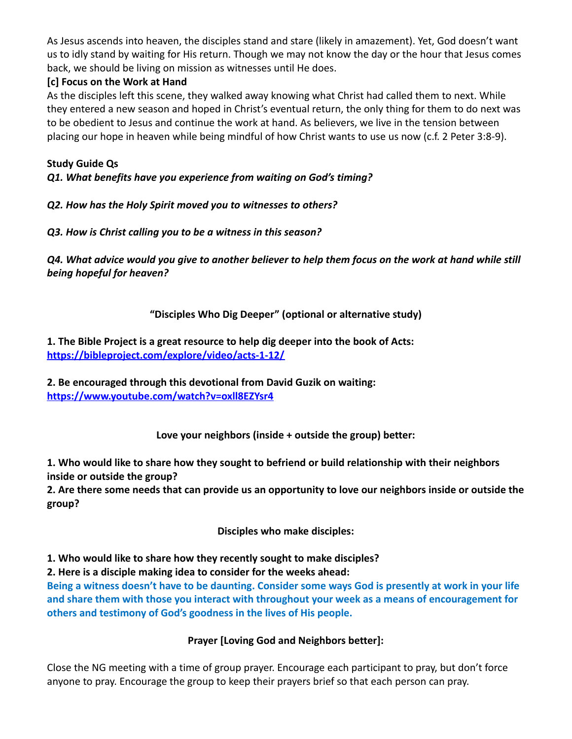As Jesus ascends into heaven, the disciples stand and stare (likely in amazement). Yet, God doesn't want us to idly stand by waiting for His return. Though we may not know the day or the hour that Jesus comes back, we should be living on mission as witnesses until He does.

**[c] Focus on the Work at Hand**

As the disciples left this scene, they walked away knowing what Christ had called them to next. While they entered a new season and hoped in Christ's eventual return, the only thing for them to do next was to be obedient to Jesus and continue the work at hand. As believers, we live in the tension between placing our hope in heaven while being mindful of how Christ wants to use us now (c.f. 2 Peter 3:8-9).

**Study Guide Qs**

***Q1. What benefits have you experience from waiting on God's timing?***

***Q2. How has the Holy Spirit moved you to witnesses to others?***

***Q3. How is Christ calling you to be a witness in this season?***

***Q4. What advice would you give to another believer to help them focus on the work at hand while still being hopeful for heaven?***

**"Disciples Who Dig Deeper" (optional or alternative study)**

**1. The Bible Project is a great resource to help dig deeper into the book of Acts:**
**[https://bibleproject.com/explore/video/acts-1-12/](https://bibleproject.com/explore/video/acts-1-12/)**

**2. Be encouraged through this devotional from David Guzik on waiting:**
**[https://www.youtube.com/watch?v=oxlI8EZYsr4](https://www.youtube.com/watch?v=oxlI8EZYsr4)**

**Love your neighbors (inside + outside the group) better:**

**1. Who would like to share how they sought to befriend or build relationship with their neighbors inside or outside the group?**
**2. Are there some needs that can provide us an opportunity to love our neighbors inside or outside the group?**

**Disciples who make disciples:**

**1. Who would like to share how they recently sought to make disciples?**
**2. Here is a disciple making idea to consider for the weeks ahead:**
**Being a witness doesn't have to be daunting. Consider some ways God is presently at work in your life and share them with those you interact with throughout your week as a means of encouragement for others and testimony of God's goodness in the lives of His people.**

**Prayer [Loving God and Neighbors better]:**

Close the NG meeting with a time of group prayer. Encourage each participant to pray, but don't force anyone to pray. Encourage the group to keep their prayers brief so that each person can pray.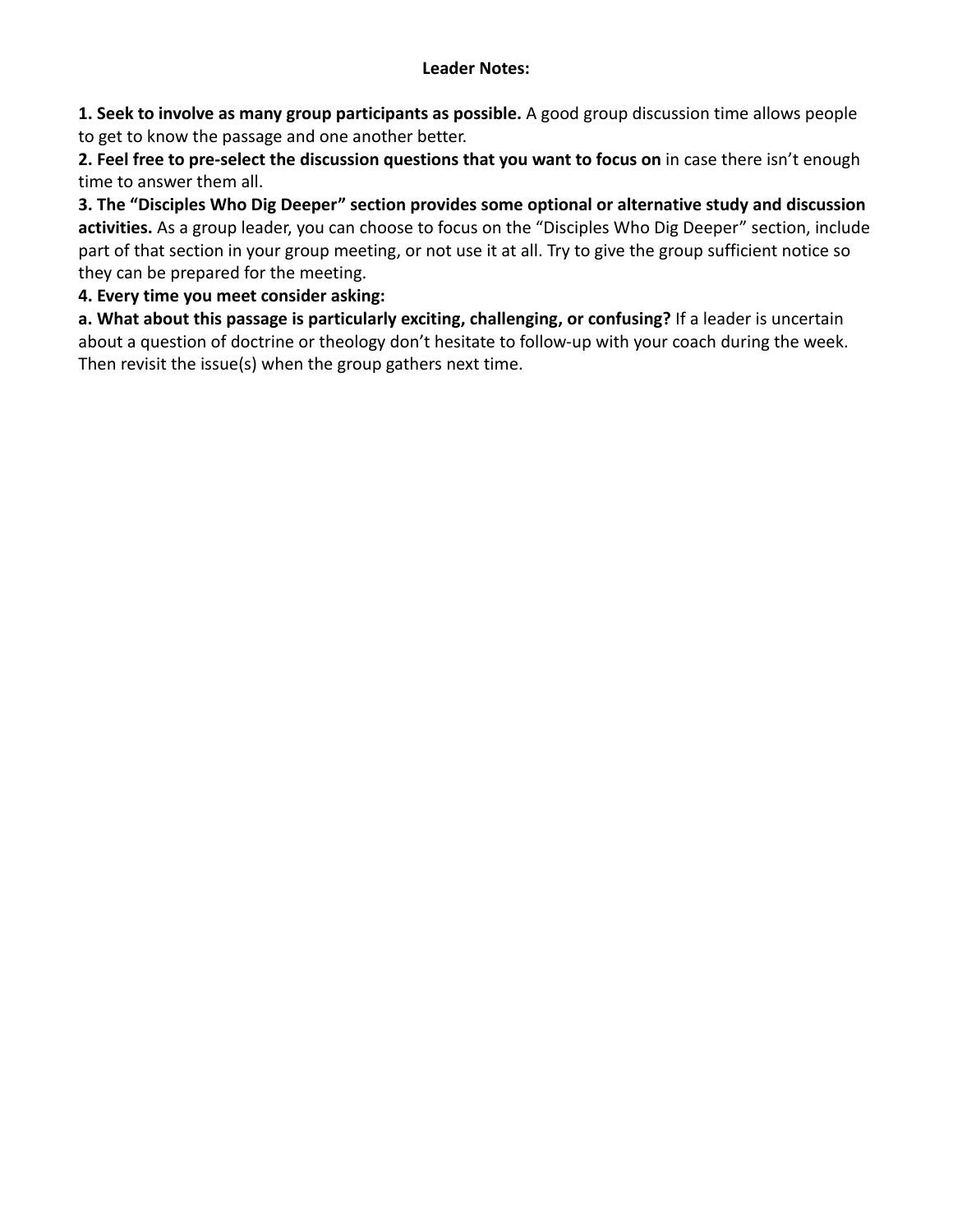**Leader Notes:**

**1. Seek to involve as many group participants as possible.** A good group discussion time allows people to get to know the passage and one another better.

**2. Feel free to pre-select the discussion questions that you want to focus on** in case there isn't enough time to answer them all.

**3. The "Disciples Who Dig Deeper" section provides some optional or alternative study and discussion activities.** As a group leader, you can choose to focus on the "Disciples Who Dig Deeper" section, include part of that section in your group meeting, or not use it at all. Try to give the group sufficient notice so they can be prepared for the meeting.

**4. Every time you meet consider asking:**

**a. What about this passage is particularly exciting, challenging, or confusing?** If a leader is uncertain about a question of doctrine or theology don't hesitate to follow-up with your coach during the week. Then revisit the issue(s) when the group gathers next time.